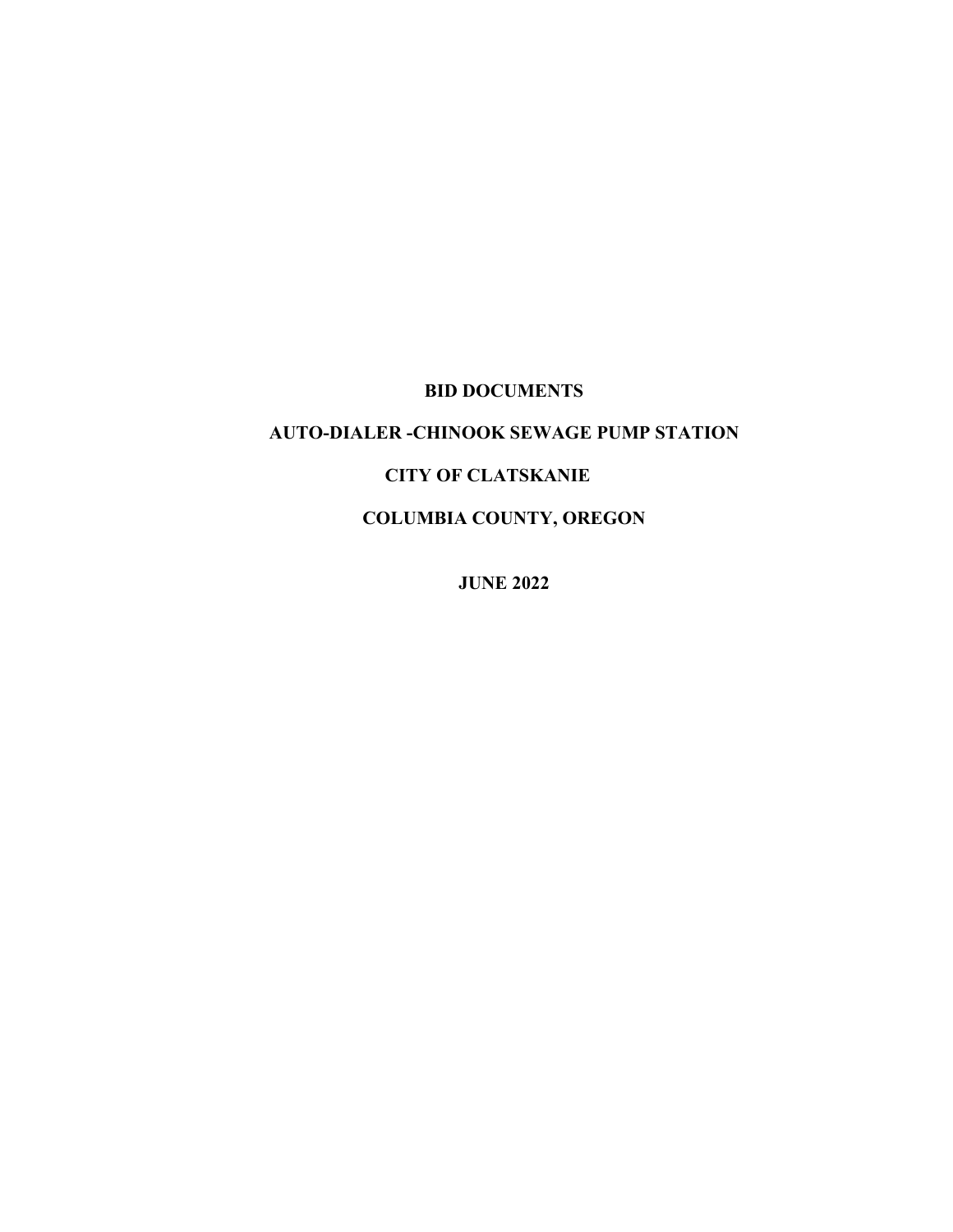# BID DOCUMENTS

## AUTO-DIALER -CHINOOK SEWAGE PUMP STATION

## CITY OF CLATSKANIE

## COLUMBIA COUNTY, OREGON

**JUNE 2022**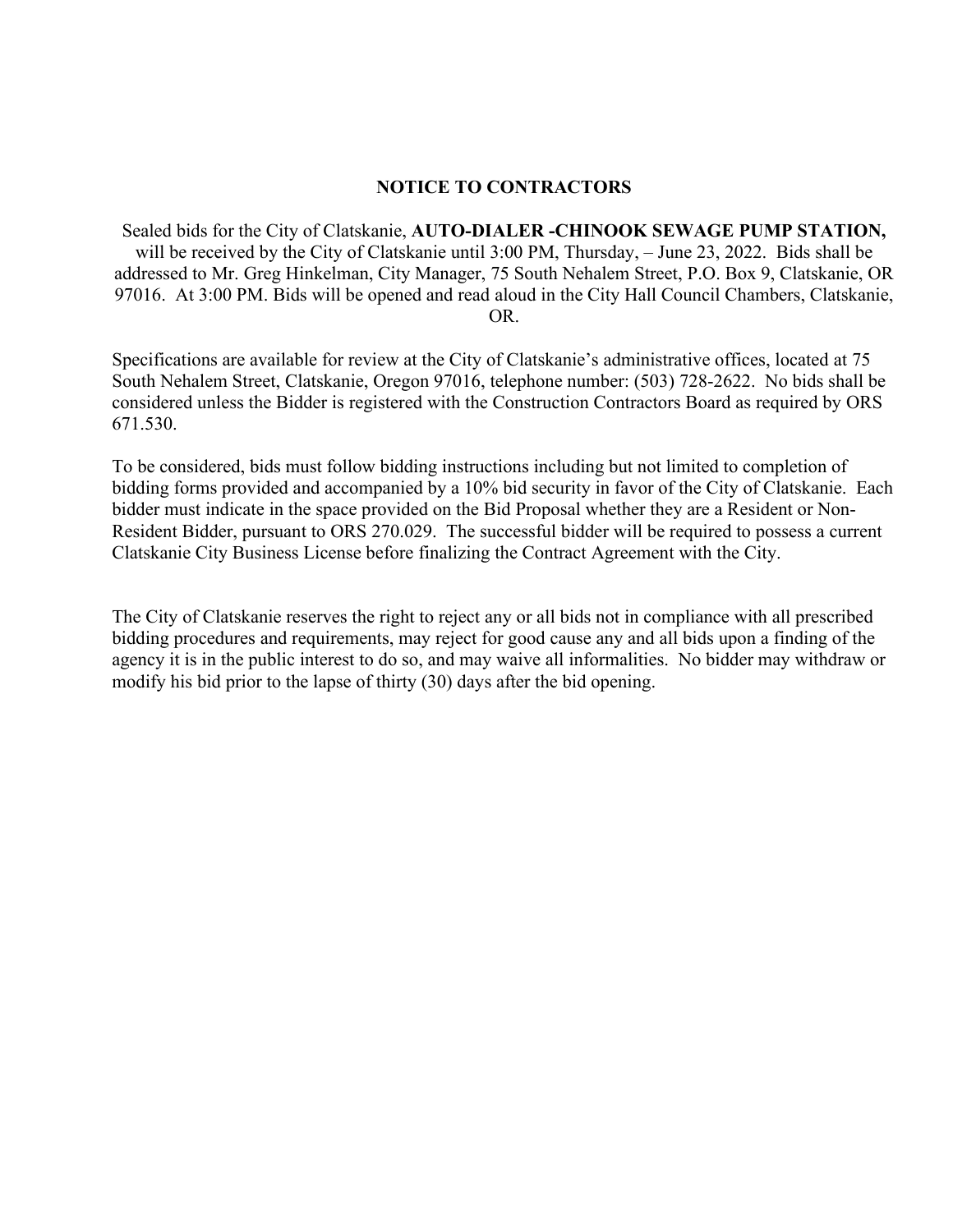# NOTICE TO CONTRACTORS

Sealed bids for the City of Clatskanie, **AUTO-DIALER -CHINOOK SEWAGE PUMP STATION,** will be received by the City of Clatskanie until 3:00 PM, Thursday, – June 23, 2022. Bids shall be addressed to Mr. Greg Hinkelman, City Manager, 75 South Nehalem Street, P.O. Box 9, Clatskanie, OR 97016. At 3:00 PM. Bids will be opened and read aloud in the City Hall Council Chambers, Clatskanie, OR.

Specifications are available for review at the City of Clatskanie's administrative offices, located at 75 South Nehalem Street, Clatskanie, Oregon 97016, telephone number: (503) 728-2622. No bids shall be considered unless the Bidder is registered with the Construction Contractors Board as required by ORS 671.530.

To be considered, bids must follow bidding instructions including but not limited to completion of bidding forms provided and accompanied by a 10% bid security in favor of the City of Clatskanie. Each bidder must indicate in the space provided on the Bid Proposal whether they are a Resident or Non-Resident Bidder, pursuant to ORS 270.029. The successful bidder will be required to possess a current Clatskanie City Business License before finalizing the Contract Agreement with the City.

The City of Clatskanie reserves the right to reject any or all bids not in compliance with all prescribed bidding procedures and requirements, may reject for good cause any and all bids upon a finding of the agency it is in the public interest to do so, and may waive all informalities. No bidder may withdraw or modify his bid prior to the lapse of thirty (30) days after the bid opening.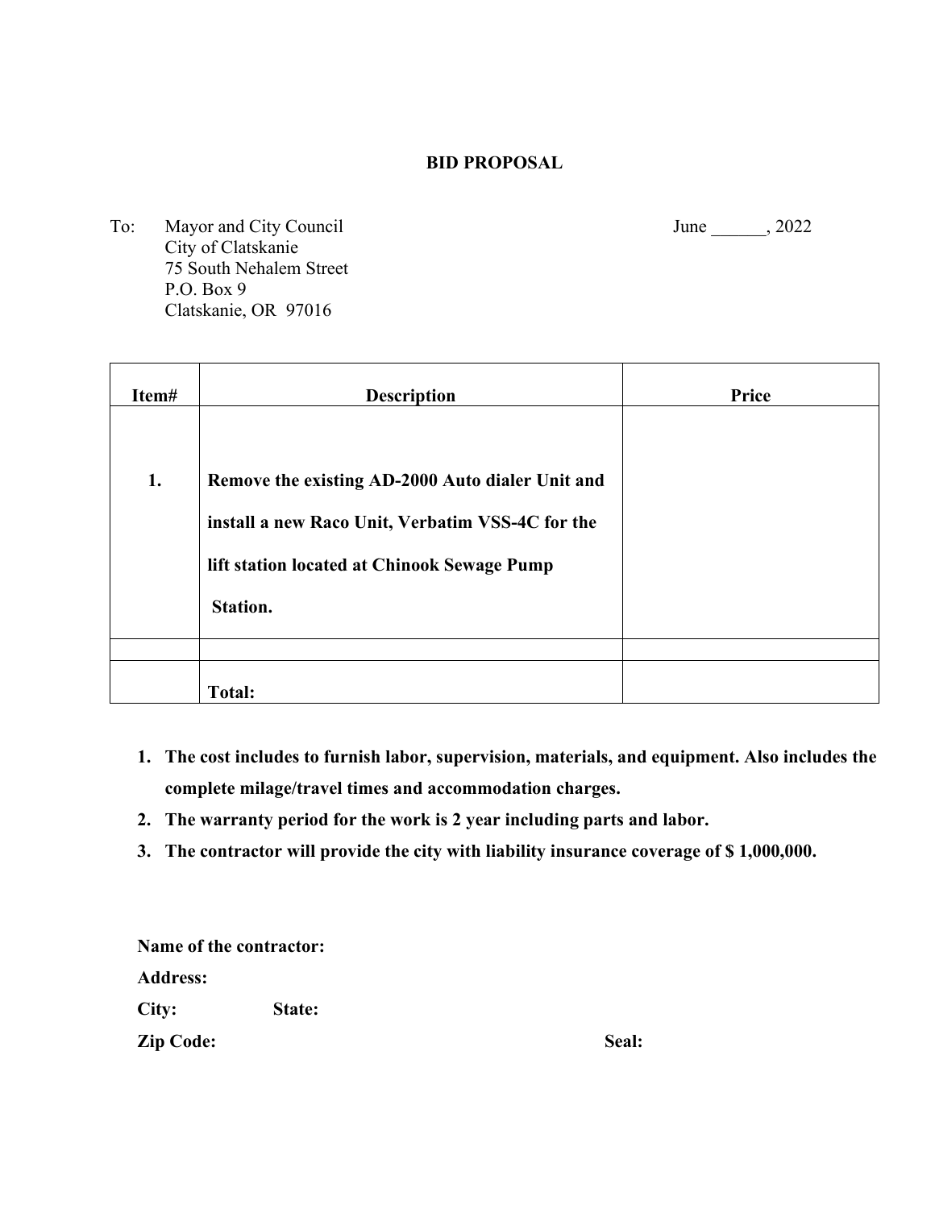**BID PROPOSAL**

To: Mayor and City Council
City of Clatskanie
75 South Nehalem Street
P.O. Box 9
Clatskanie, OR 97016

June ______, 2022

| Item# | Description | Price |
|---|---|---|
| 1. | **Remove the existing AD-2000 Auto dialer Unit and install a new Raco Unit, Verbatim VSS-4C for the lift station located at Chinook Sewage Pump Station.** | |
| | | |
| | **Total:** | |

1. **The cost includes to furnish labor, supervision, materials, and equipment. Also includes the complete milage/travel times and accommodation charges.**
2. **The warranty period for the work is 2 year including parts and labor.**
3. **The contractor will provide the city with liability insurance coverage of $ 1,000,000.**

**Name of the contractor:**

**Address:**

**City:** **State:**

**Zip Code:** **Seal:**